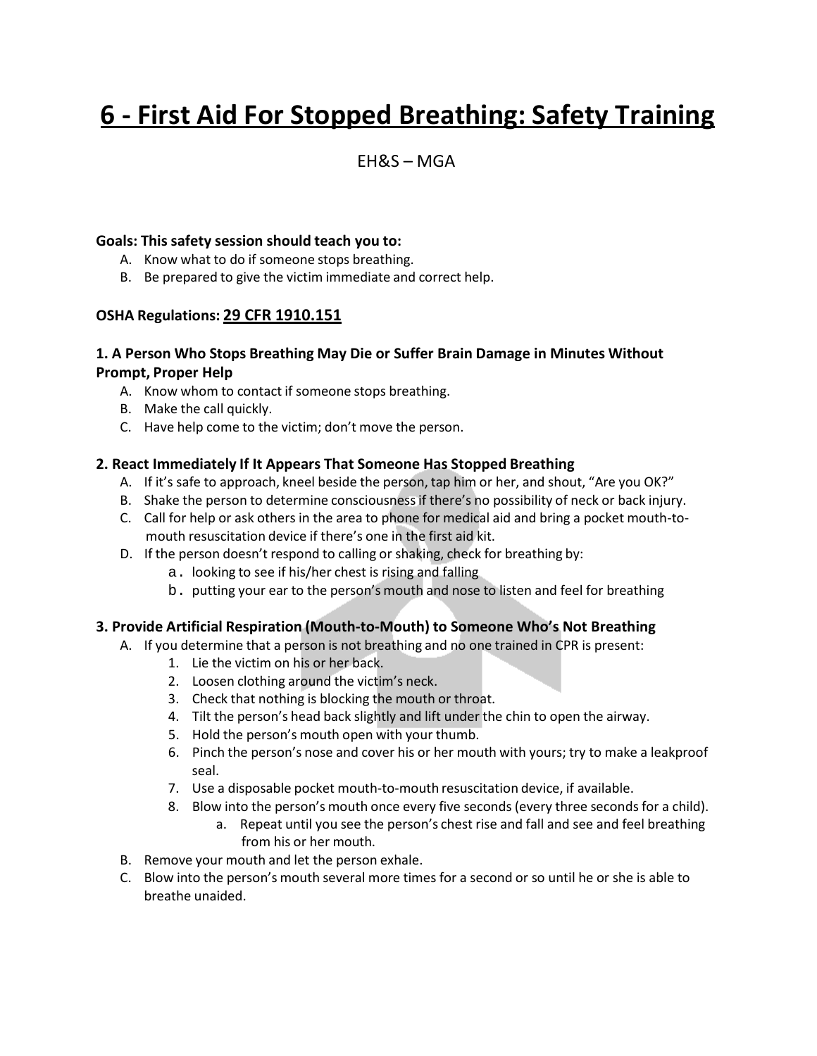# 6 - First Aid For Stopped Breathing: Safety Training

EH&S – MGA

**Goals: This safety session should teach you to:**

- A. Know what to do if someone stops breathing.
- B. Be prepared to give the victim immediate and correct help.

**OSHA Regulations: 29 CFR 1910.151**

### 1. A Person Who Stops Breathing May Die or Suffer Brain Damage in Minutes Without Prompt, Proper Help

- A. Know whom to contact if someone stops breathing.
- B. Make the call quickly.
- C. Have help come to the victim; don't move the person.

### 2. React Immediately If It Appears That Someone Has Stopped Breathing

- A. If it's safe to approach, kneel beside the person, tap him or her, and shout, "Are you OK?"
- B. Shake the person to determine consciousness if there's no possibility of neck or back injury.
- C. Call for help or ask others in the area to phone for medical aid and bring a pocket mouth-to-mouth resuscitation device if there's one in the first aid kit.
- D. If the person doesn't respond to calling or shaking, check for breathing by:
  - a. looking to see if his/her chest is rising and falling
  - b. putting your ear to the person's mouth and nose to listen and feel for breathing

### 3. Provide Artificial Respiration (Mouth-to-Mouth) to Someone Who's Not Breathing

- A. If you determine that a person is not breathing and no one trained in CPR is present:
  1. Lie the victim on his or her back.
  2. Loosen clothing around the victim's neck.
  3. Check that nothing is blocking the mouth or throat.
  4. Tilt the person's head back slightly and lift under the chin to open the airway.
  5. Hold the person's mouth open with your thumb.
  6. Pinch the person's nose and cover his or her mouth with yours; try to make a leakproof seal.
  7. Use a disposable pocket mouth-to-mouth resuscitation device, if available.
  8. Blow into the person's mouth once every five seconds (every three seconds for a child).
     - a. Repeat until you see the person's chest rise and fall and see and feel breathing from his or her mouth.
- B. Remove your mouth and let the person exhale.
- C. Blow into the person's mouth several more times for a second or so until he or she is able to breathe unaided.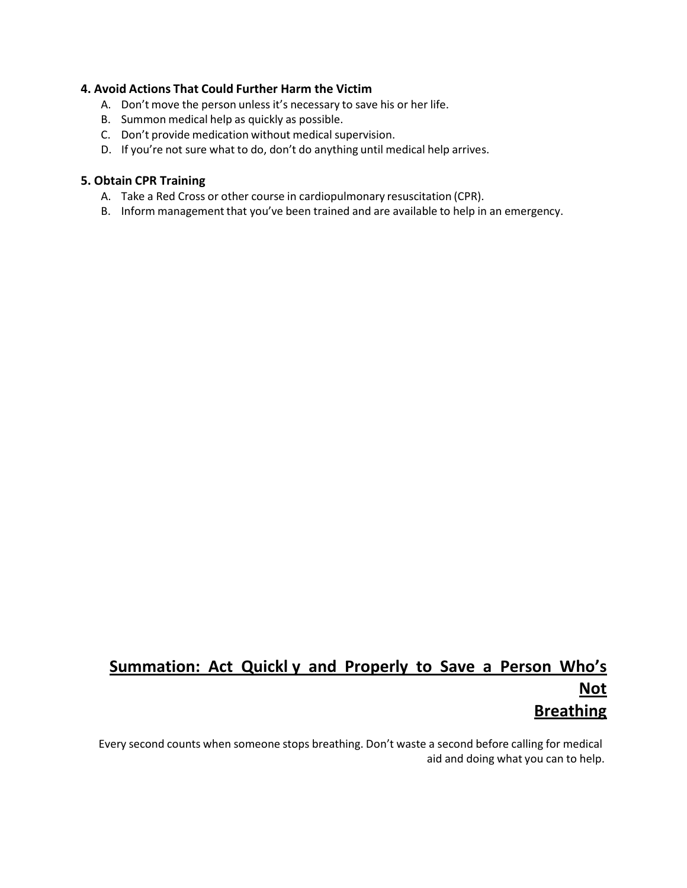**4. Avoid Actions That Could Further Harm the Victim**

A. Don't move the person unless it's necessary to save his or her life.
B. Summon medical help as quickly as possible.
C. Don't provide medication without medical supervision.
D. If you're not sure what to do, don't do anything until medical help arrives.

**5. Obtain CPR Training**

A. Take a Red Cross or other course in cardiopulmonary resuscitation (CPR).
B. Inform management that you've been trained and are available to help in an emergency.

## Summation: Act Quickl y and Properly to Save a Person Who's Not Breathing

Every second counts when someone stops breathing. Don't waste a second before calling for medical aid and doing what you can to help.